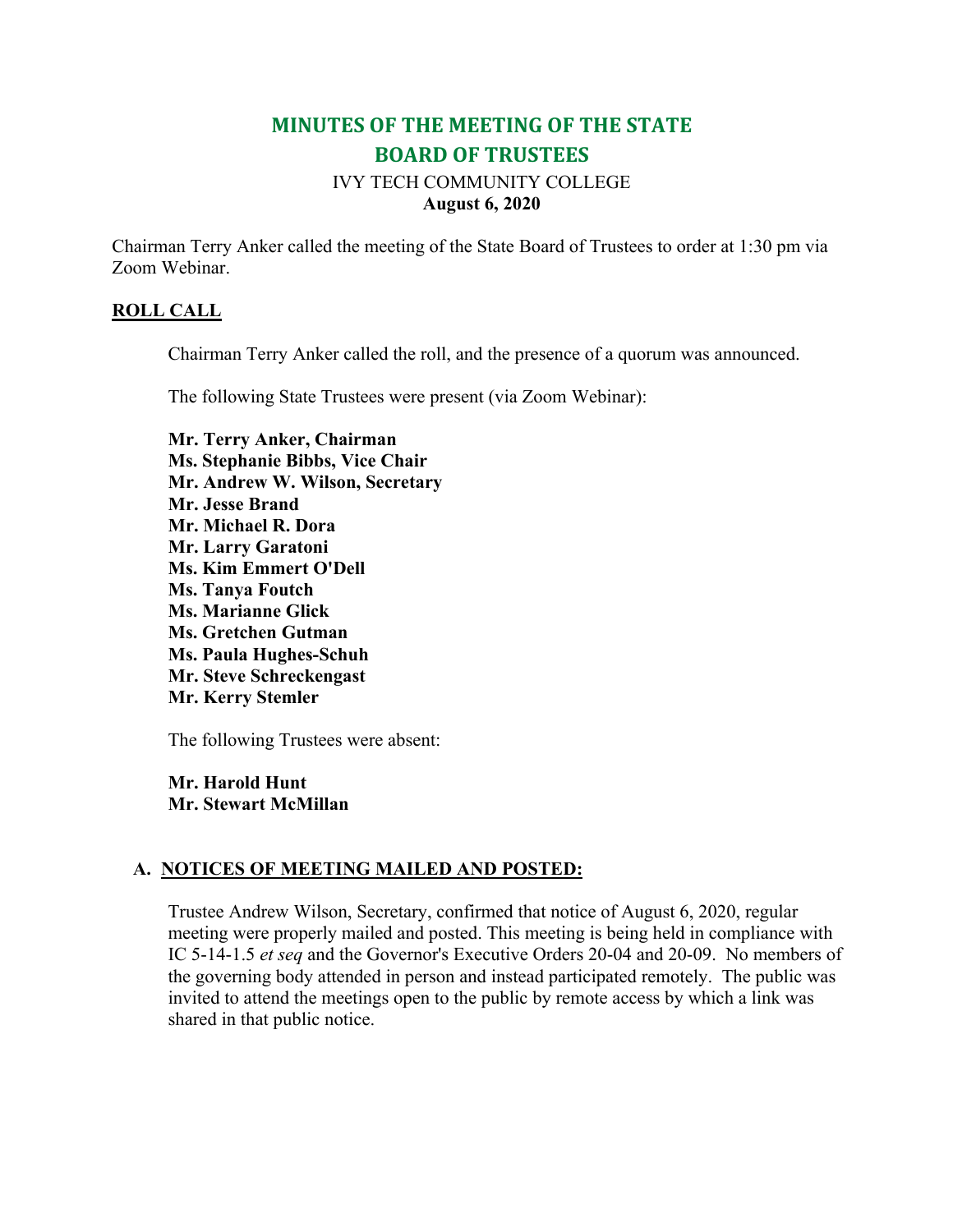# MINUTES OF THE MEETING OF THE STATE BOARD OF TRUSTEES

IVY TECH COMMUNITY COLLEGE
**August 6, 2020**

Chairman Terry Anker called the meeting of the State Board of Trustees to order at 1:30 pm via Zoom Webinar.

## ROLL CALL

Chairman Terry Anker called the roll, and the presence of a quorum was announced.

The following State Trustees were present (via Zoom Webinar):

**Mr. Terry Anker, Chairman**
**Ms. Stephanie Bibbs, Vice Chair**
**Mr. Andrew W. Wilson, Secretary**
**Mr. Jesse Brand**
**Mr. Michael R. Dora**
**Mr. Larry Garatoni**
**Ms. Kim Emmert O'Dell**
**Ms. Tanya Foutch**
**Ms. Marianne Glick**
**Ms. Gretchen Gutman**
**Ms. Paula Hughes-Schuh**
**Mr. Steve Schreckengast**
**Mr. Kerry Stemler**

The following Trustees were absent:

**Mr. Harold Hunt**
**Mr. Stewart McMillan**

## A. NOTICES OF MEETING MAILED AND POSTED:

Trustee Andrew Wilson, Secretary, confirmed that notice of August 6, 2020, regular meeting were properly mailed and posted. This meeting is being held in compliance with IC 5-14-1.5 *et seq* and the Governor's Executive Orders 20-04 and 20-09. No members of the governing body attended in person and instead participated remotely. The public was invited to attend the meetings open to the public by remote access by which a link was shared in that public notice.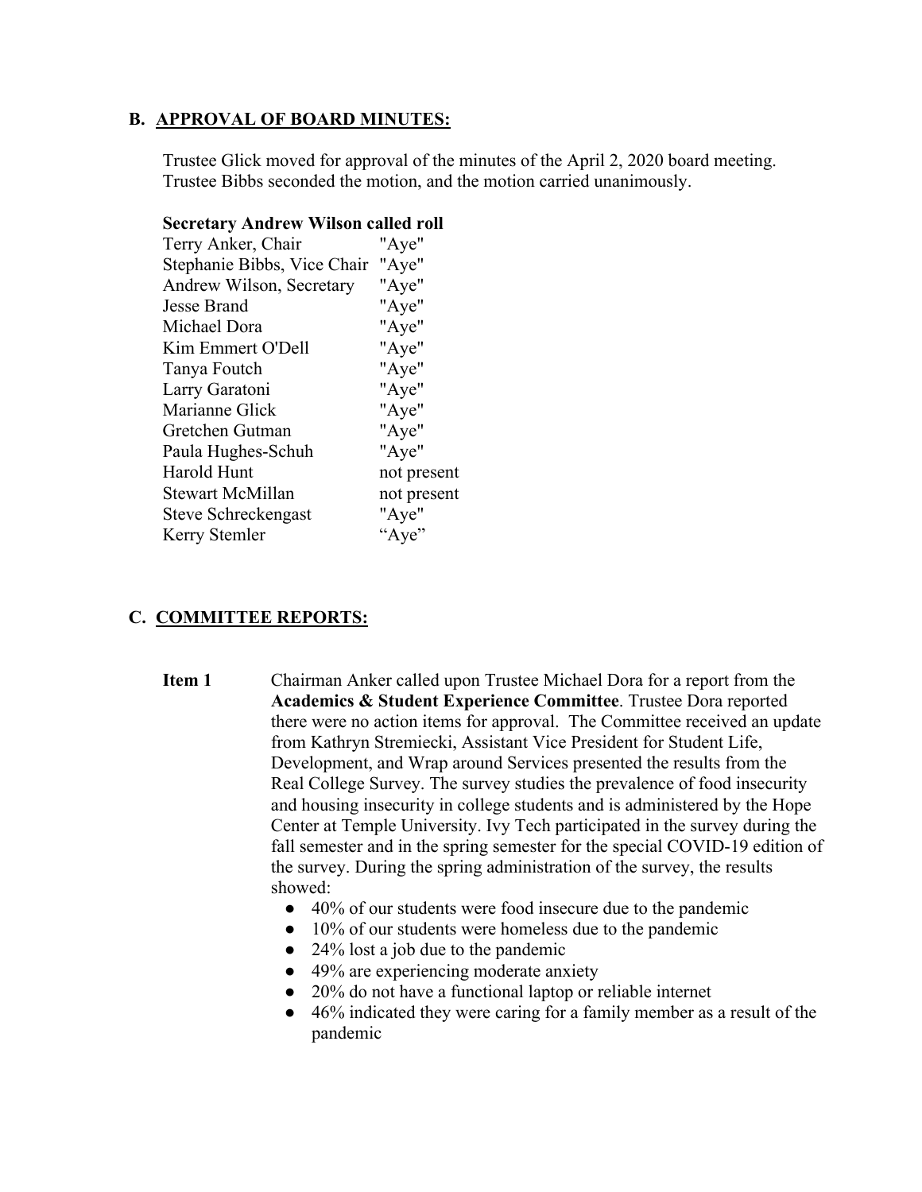## B. APPROVAL OF BOARD MINUTES:

Trustee Glick moved for approval of the minutes of the April 2, 2020 board meeting. Trustee Bibbs seconded the motion, and the motion carried unanimously.

**Secretary Andrew Wilson called roll**

| | |
|---|---|
| Terry Anker, Chair | "Aye" |
| Stephanie Bibbs, Vice Chair | "Aye" |
| Andrew Wilson, Secretary | "Aye" |
| Jesse Brand | "Aye" |
| Michael Dora | "Aye" |
| Kim Emmert O'Dell | "Aye" |
| Tanya Foutch | "Aye" |
| Larry Garatoni | "Aye" |
| Marianne Glick | "Aye" |
| Gretchen Gutman | "Aye" |
| Paula Hughes-Schuh | "Aye" |
| Harold Hunt | not present |
| Stewart McMillan | not present |
| Steve Schreckengast | "Aye" |
| Kerry Stemler | "Aye" |

## C. COMMITTEE REPORTS:

**Item 1** Chairman Anker called upon Trustee Michael Dora for a report from the **Academics & Student Experience Committee**. Trustee Dora reported there were no action items for approval. The Committee received an update from Kathryn Stremiecki, Assistant Vice President for Student Life, Development, and Wrap around Services presented the results from the Real College Survey. The survey studies the prevalence of food insecurity and housing insecurity in college students and is administered by the Hope Center at Temple University. Ivy Tech participated in the survey during the fall semester and in the spring semester for the special COVID-19 edition of the survey. During the spring administration of the survey, the results showed:

- 40% of our students were food insecure due to the pandemic
- 10% of our students were homeless due to the pandemic
- 24% lost a job due to the pandemic
- 49% are experiencing moderate anxiety
- 20% do not have a functional laptop or reliable internet
- 46% indicated they were caring for a family member as a result of the pandemic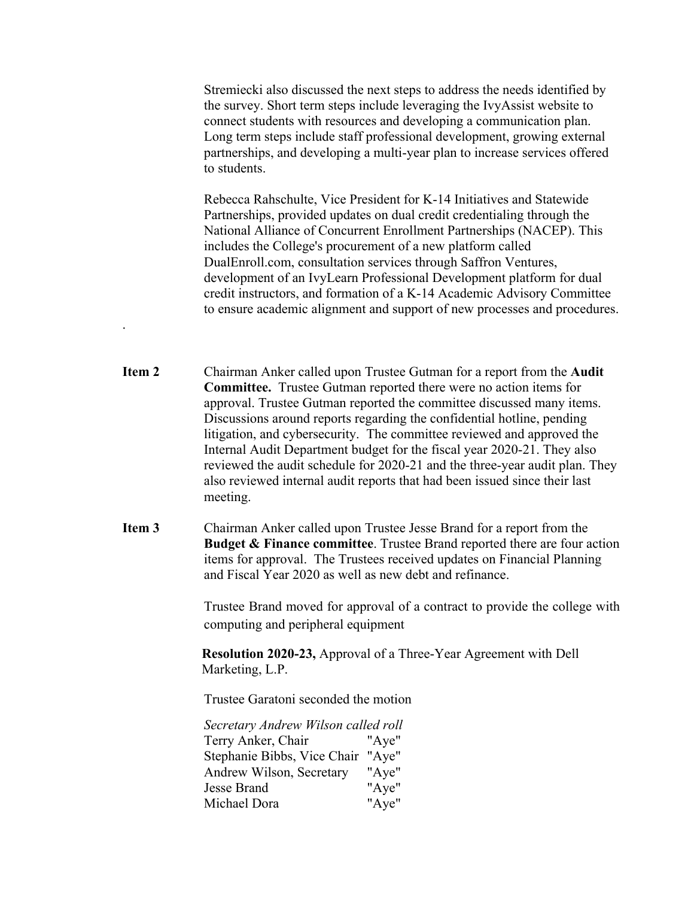Stremiecki also discussed the next steps to address the needs identified by the survey. Short term steps include leveraging the IvyAssist website to connect students with resources and developing a communication plan. Long term steps include staff professional development, growing external partnerships, and developing a multi-year plan to increase services offered to students.

Rebecca Rahschulte, Vice President for K-14 Initiatives and Statewide Partnerships, provided updates on dual credit credentialing through the National Alliance of Concurrent Enrollment Partnerships (NACEP). This includes the College's procurement of a new platform called DualEnroll.com, consultation services through Saffron Ventures, development of an IvyLearn Professional Development platform for dual credit instructors, and formation of a K-14 Academic Advisory Committee to ensure academic alignment and support of new processes and procedures.

.

**Item 2** Chairman Anker called upon Trustee Gutman for a report from the **Audit Committee.** Trustee Gutman reported there were no action items for approval. Trustee Gutman reported the committee discussed many items. Discussions around reports regarding the confidential hotline, pending litigation, and cybersecurity. The committee reviewed and approved the Internal Audit Department budget for the fiscal year 2020-21. They also reviewed the audit schedule for 2020-21 and the three-year audit plan. They also reviewed internal audit reports that had been issued since their last meeting.

**Item 3** Chairman Anker called upon Trustee Jesse Brand for a report from the **Budget & Finance committee**. Trustee Brand reported there are four action items for approval. The Trustees received updates on Financial Planning and Fiscal Year 2020 as well as new debt and refinance.

Trustee Brand moved for approval of a contract to provide the college with computing and peripheral equipment

**Resolution 2020-23,** Approval of a Three-Year Agreement with Dell Marketing, L.P.

Trustee Garatoni seconded the motion

*Secretary Andrew Wilson called roll*

| | |
|---|---|
| Terry Anker, Chair | "Aye" |
| Stephanie Bibbs, Vice Chair | "Aye" |
| Andrew Wilson, Secretary | "Aye" |
| Jesse Brand | "Aye" |
| Michael Dora | "Aye" |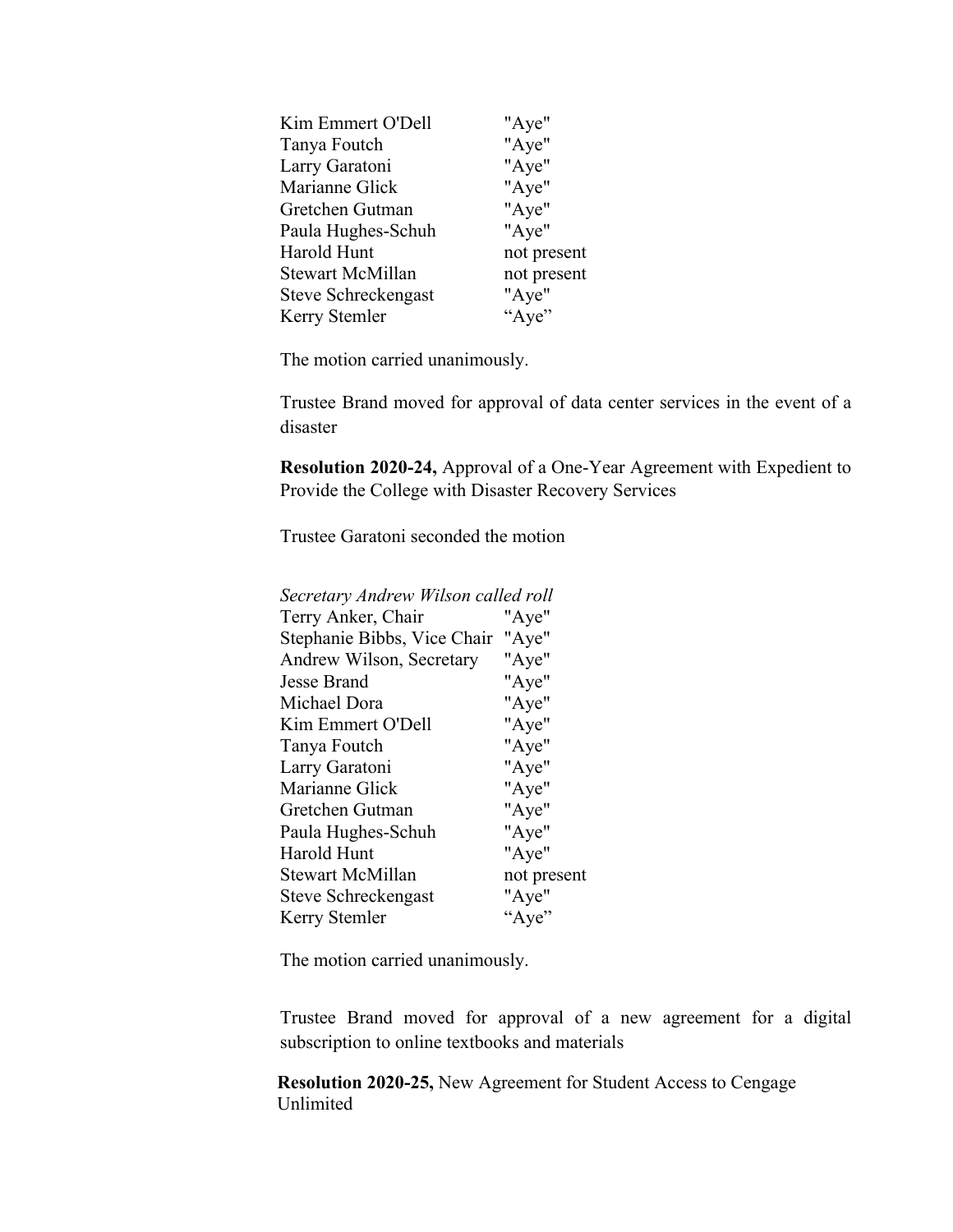| | |
|---|---|
| Kim Emmert O'Dell | "Aye" |
| Tanya Foutch | "Aye" |
| Larry Garatoni | "Aye" |
| Marianne Glick | "Aye" |
| Gretchen Gutman | "Aye" |
| Paula Hughes-Schuh | "Aye" |
| Harold Hunt | not present |
| Stewart McMillan | not present |
| Steve Schreckengast | "Aye" |
| Kerry Stemler | "Aye" |

The motion carried unanimously.

Trustee Brand moved for approval of data center services in the event of a disaster

**Resolution 2020-24,** Approval of a One-Year Agreement with Expedient to Provide the College with Disaster Recovery Services

Trustee Garatoni seconded the motion

*Secretary Andrew Wilson called roll*

| | |
|---|---|
| Terry Anker, Chair | "Aye" |
| Stephanie Bibbs, Vice Chair | "Aye" |
| Andrew Wilson, Secretary | "Aye" |
| Jesse Brand | "Aye" |
| Michael Dora | "Aye" |
| Kim Emmert O'Dell | "Aye" |
| Tanya Foutch | "Aye" |
| Larry Garatoni | "Aye" |
| Marianne Glick | "Aye" |
| Gretchen Gutman | "Aye" |
| Paula Hughes-Schuh | "Aye" |
| Harold Hunt | "Aye" |
| Stewart McMillan | not present |
| Steve Schreckengast | "Aye" |
| Kerry Stemler | "Aye" |

The motion carried unanimously.

Trustee Brand moved for approval of a new agreement for a digital subscription to online textbooks and materials

**Resolution 2020-25,** New Agreement for Student Access to Cengage Unlimited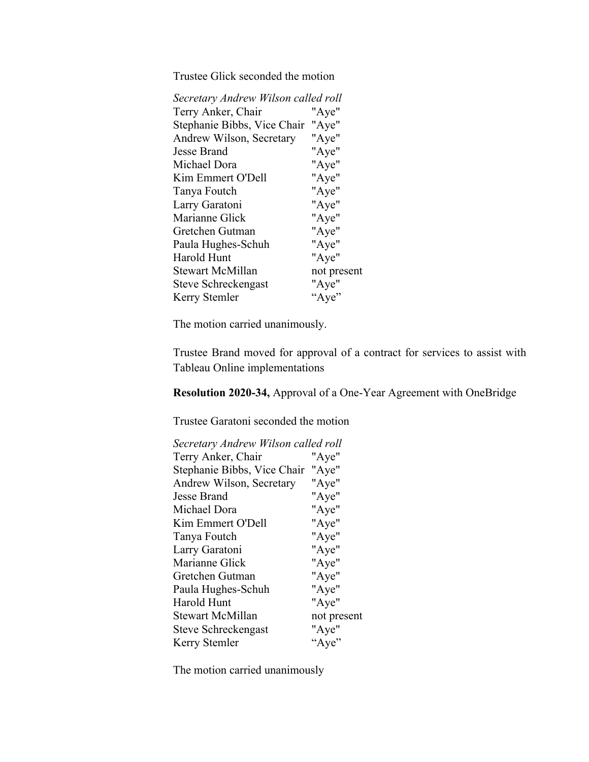Trustee Glick seconded the motion

*Secretary Andrew Wilson called roll*

| | |
|---|---|
| Terry Anker, Chair | "Aye" |
| Stephanie Bibbs, Vice Chair | "Aye" |
| Andrew Wilson, Secretary | "Aye" |
| Jesse Brand | "Aye" |
| Michael Dora | "Aye" |
| Kim Emmert O'Dell | "Aye" |
| Tanya Foutch | "Aye" |
| Larry Garatoni | "Aye" |
| Marianne Glick | "Aye" |
| Gretchen Gutman | "Aye" |
| Paula Hughes-Schuh | "Aye" |
| Harold Hunt | "Aye" |
| Stewart McMillan | not present |
| Steve Schreckengast | "Aye" |
| Kerry Stemler | "Aye" |

The motion carried unanimously.

Trustee Brand moved for approval of a contract for services to assist with Tableau Online implementations

**Resolution 2020-34,** Approval of a One-Year Agreement with OneBridge

Trustee Garatoni seconded the motion

*Secretary Andrew Wilson called roll*

| | |
|---|---|
| Terry Anker, Chair | "Aye" |
| Stephanie Bibbs, Vice Chair | "Aye" |
| Andrew Wilson, Secretary | "Aye" |
| Jesse Brand | "Aye" |
| Michael Dora | "Aye" |
| Kim Emmert O'Dell | "Aye" |
| Tanya Foutch | "Aye" |
| Larry Garatoni | "Aye" |
| Marianne Glick | "Aye" |
| Gretchen Gutman | "Aye" |
| Paula Hughes-Schuh | "Aye" |
| Harold Hunt | "Aye" |
| Stewart McMillan | not present |
| Steve Schreckengast | "Aye" |
| Kerry Stemler | "Aye" |

The motion carried unanimously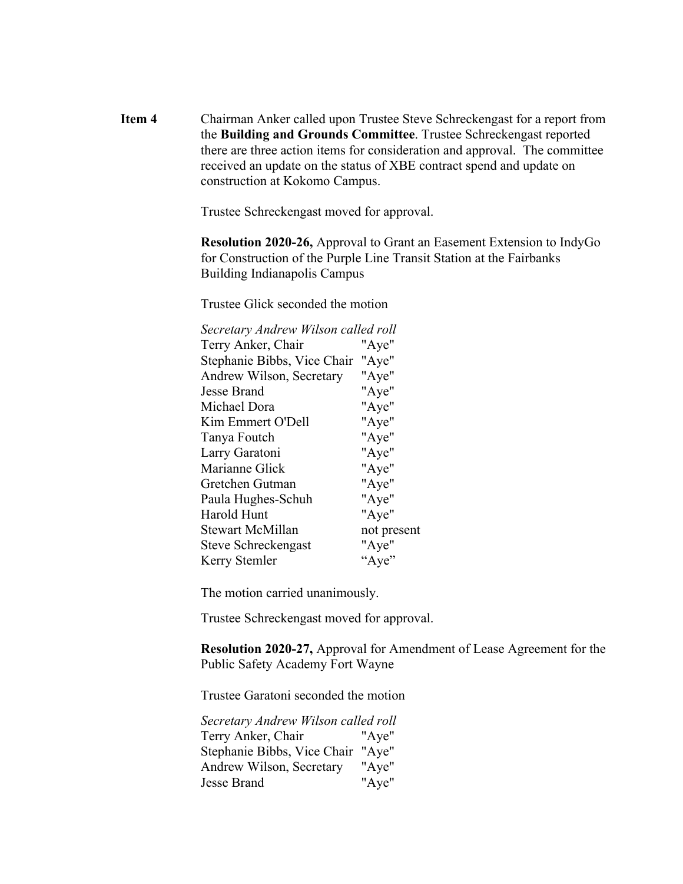**Item 4** Chairman Anker called upon Trustee Steve Schreckengast for a report from the **Building and Grounds Committee**. Trustee Schreckengast reported there are three action items for consideration and approval. The committee received an update on the status of XBE contract spend and update on construction at Kokomo Campus.

Trustee Schreckengast moved for approval.

**Resolution 2020-26,** Approval to Grant an Easement Extension to IndyGo for Construction of the Purple Line Transit Station at the Fairbanks Building Indianapolis Campus

Trustee Glick seconded the motion

*Secretary Andrew Wilson called roll*

| | |
|---|---|
| Terry Anker, Chair | "Aye" |
| Stephanie Bibbs, Vice Chair | "Aye" |
| Andrew Wilson, Secretary | "Aye" |
| Jesse Brand | "Aye" |
| Michael Dora | "Aye" |
| Kim Emmert O'Dell | "Aye" |
| Tanya Foutch | "Aye" |
| Larry Garatoni | "Aye" |
| Marianne Glick | "Aye" |
| Gretchen Gutman | "Aye" |
| Paula Hughes-Schuh | "Aye" |
| Harold Hunt | "Aye" |
| Stewart McMillan | not present |
| Steve Schreckengast | "Aye" |
| Kerry Stemler | "Aye" |

The motion carried unanimously.

Trustee Schreckengast moved for approval.

**Resolution 2020-27,** Approval for Amendment of Lease Agreement for the Public Safety Academy Fort Wayne

Trustee Garatoni seconded the motion

*Secretary Andrew Wilson called roll*

| | |
|---|---|
| Terry Anker, Chair | "Aye" |
| Stephanie Bibbs, Vice Chair | "Aye" |
| Andrew Wilson, Secretary | "Aye" |
| Jesse Brand | "Aye" |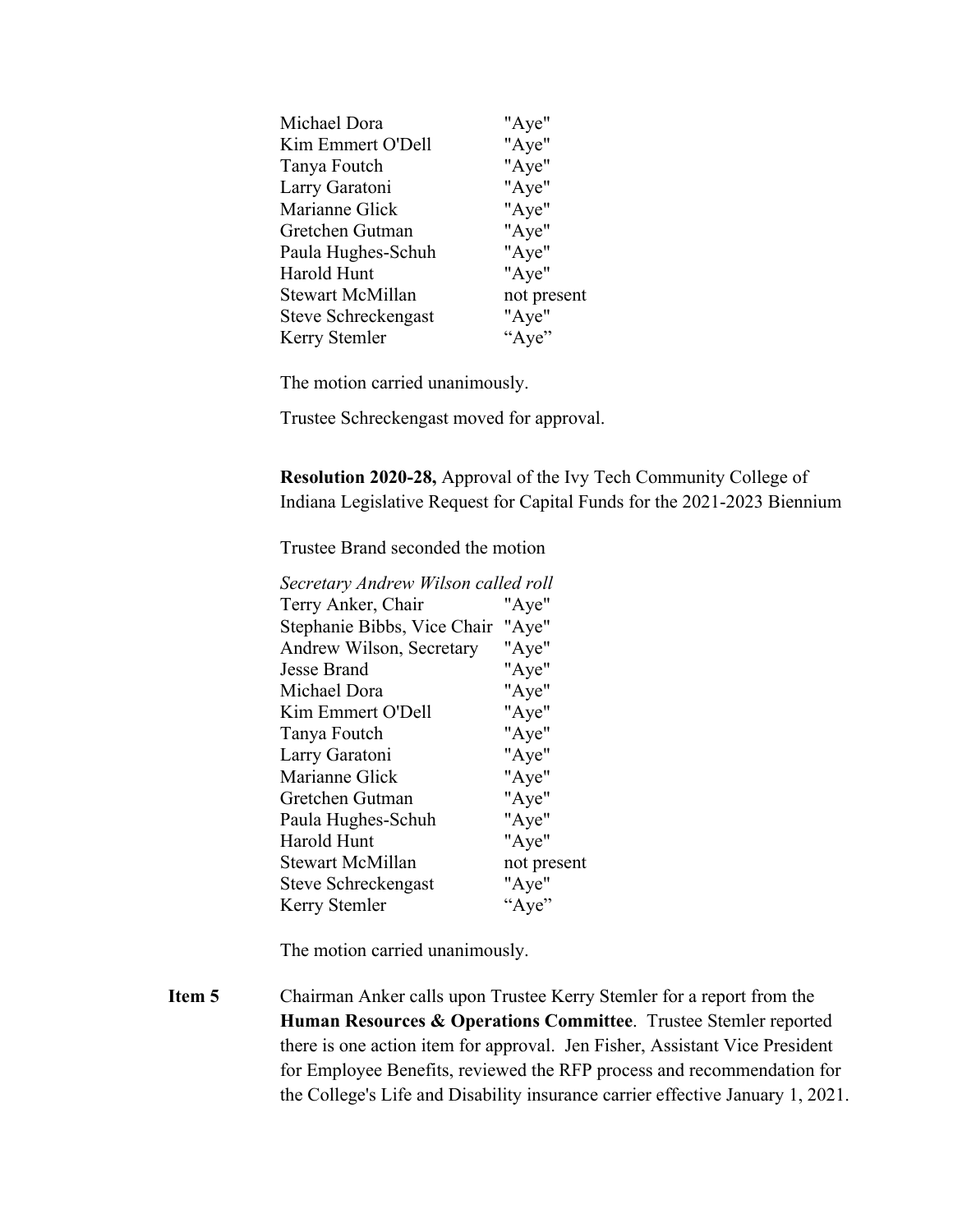| | |
|---|---|
| Michael Dora | "Aye" |
| Kim Emmert O'Dell | "Aye" |
| Tanya Foutch | "Aye" |
| Larry Garatoni | "Aye" |
| Marianne Glick | "Aye" |
| Gretchen Gutman | "Aye" |
| Paula Hughes-Schuh | "Aye" |
| Harold Hunt | "Aye" |
| Stewart McMillan | not present |
| Steve Schreckengast | "Aye" |
| Kerry Stemler | "Aye" |

The motion carried unanimously.

Trustee Schreckengast moved for approval.

**Resolution 2020-28,** Approval of the Ivy Tech Community College of Indiana Legislative Request for Capital Funds for the 2021-2023 Biennium

Trustee Brand seconded the motion

*Secretary Andrew Wilson called roll*

| | |
|---|---|
| Terry Anker, Chair | "Aye" |
| Stephanie Bibbs, Vice Chair | "Aye" |
| Andrew Wilson, Secretary | "Aye" |
| Jesse Brand | "Aye" |
| Michael Dora | "Aye" |
| Kim Emmert O'Dell | "Aye" |
| Tanya Foutch | "Aye" |
| Larry Garatoni | "Aye" |
| Marianne Glick | "Aye" |
| Gretchen Gutman | "Aye" |
| Paula Hughes-Schuh | "Aye" |
| Harold Hunt | "Aye" |
| Stewart McMillan | not present |
| Steve Schreckengast | "Aye" |
| Kerry Stemler | "Aye" |

The motion carried unanimously.

**Item 5** Chairman Anker calls upon Trustee Kerry Stemler for a report from the **Human Resources & Operations Committee**. Trustee Stemler reported there is one action item for approval. Jen Fisher, Assistant Vice President for Employee Benefits, reviewed the RFP process and recommendation for the College's Life and Disability insurance carrier effective January 1, 2021.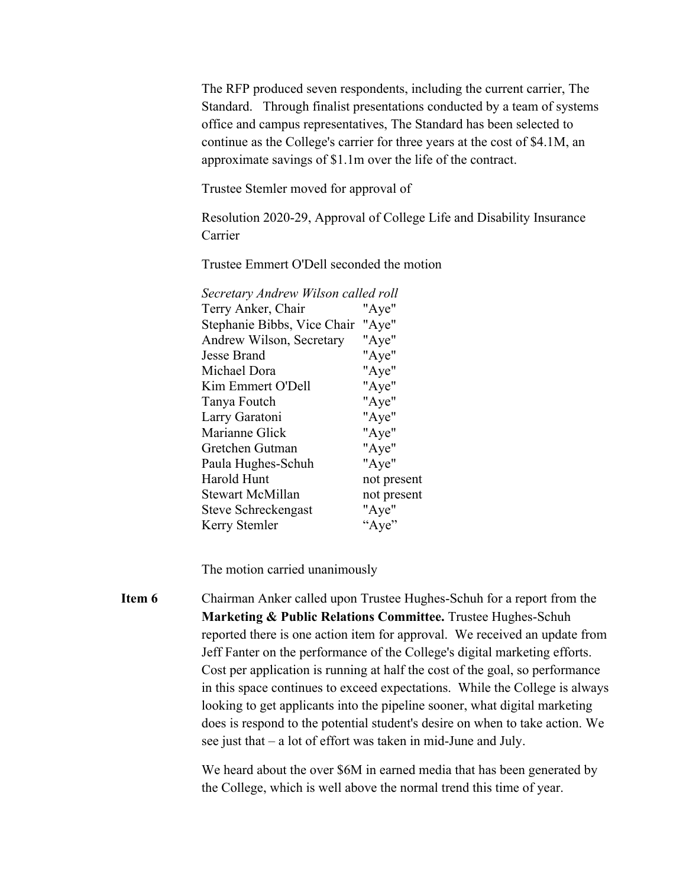The RFP produced seven respondents, including the current carrier, The Standard. Through finalist presentations conducted by a team of systems office and campus representatives, The Standard has been selected to continue as the College's carrier for three years at the cost of $4.1M, an approximate savings of $1.1m over the life of the contract.

Trustee Stemler moved for approval of

Resolution 2020-29, Approval of College Life and Disability Insurance Carrier

Trustee Emmert O'Dell seconded the motion

*Secretary Andrew Wilson called roll*

| | |
|---|---|
| Terry Anker, Chair | "Aye" |
| Stephanie Bibbs, Vice Chair | "Aye" |
| Andrew Wilson, Secretary | "Aye" |
| Jesse Brand | "Aye" |
| Michael Dora | "Aye" |
| Kim Emmert O'Dell | "Aye" |
| Tanya Foutch | "Aye" |
| Larry Garatoni | "Aye" |
| Marianne Glick | "Aye" |
| Gretchen Gutman | "Aye" |
| Paula Hughes-Schuh | "Aye" |
| Harold Hunt | not present |
| Stewart McMillan | not present |
| Steve Schreckengast | "Aye" |
| Kerry Stemler | "Aye" |

The motion carried unanimously

**Item 6** Chairman Anker called upon Trustee Hughes-Schuh for a report from the **Marketing & Public Relations Committee.** Trustee Hughes-Schuh reported there is one action item for approval. We received an update from Jeff Fanter on the performance of the College's digital marketing efforts. Cost per application is running at half the cost of the goal, so performance in this space continues to exceed expectations. While the College is always looking to get applicants into the pipeline sooner, what digital marketing does is respond to the potential student's desire on when to take action. We see just that – a lot of effort was taken in mid-June and July.

We heard about the over $6M in earned media that has been generated by the College, which is well above the normal trend this time of year.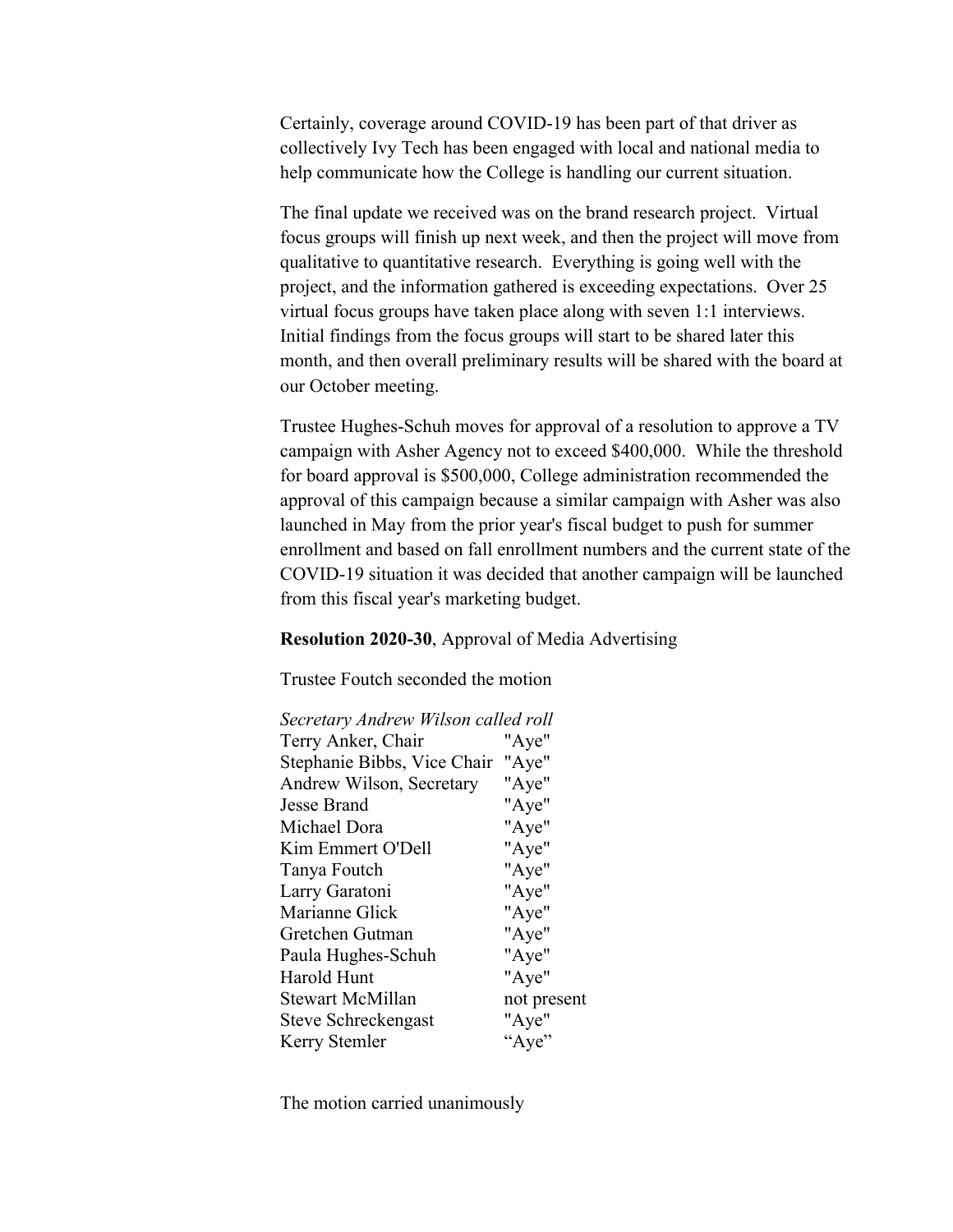Certainly, coverage around COVID-19 has been part of that driver as collectively Ivy Tech has been engaged with local and national media to help communicate how the College is handling our current situation.

The final update we received was on the brand research project. Virtual focus groups will finish up next week, and then the project will move from qualitative to quantitative research. Everything is going well with the project, and the information gathered is exceeding expectations. Over 25 virtual focus groups have taken place along with seven 1:1 interviews. Initial findings from the focus groups will start to be shared later this month, and then overall preliminary results will be shared with the board at our October meeting.

Trustee Hughes-Schuh moves for approval of a resolution to approve a TV campaign with Asher Agency not to exceed $400,000. While the threshold for board approval is $500,000, College administration recommended the approval of this campaign because a similar campaign with Asher was also launched in May from the prior year's fiscal budget to push for summer enrollment and based on fall enrollment numbers and the current state of the COVID-19 situation it was decided that another campaign will be launched from this fiscal year's marketing budget.

**Resolution 2020-30**, Approval of Media Advertising

Trustee Foutch seconded the motion

*Secretary Andrew Wilson called roll*

| | |
|---|---|
| Terry Anker, Chair | "Aye" |
| Stephanie Bibbs, Vice Chair | "Aye" |
| Andrew Wilson, Secretary | "Aye" |
| Jesse Brand | "Aye" |
| Michael Dora | "Aye" |
| Kim Emmert O'Dell | "Aye" |
| Tanya Foutch | "Aye" |
| Larry Garatoni | "Aye" |
| Marianne Glick | "Aye" |
| Gretchen Gutman | "Aye" |
| Paula Hughes-Schuh | "Aye" |
| Harold Hunt | "Aye" |
| Stewart McMillan | not present |
| Steve Schreckengast | "Aye" |
| Kerry Stemler | "Aye" |

The motion carried unanimously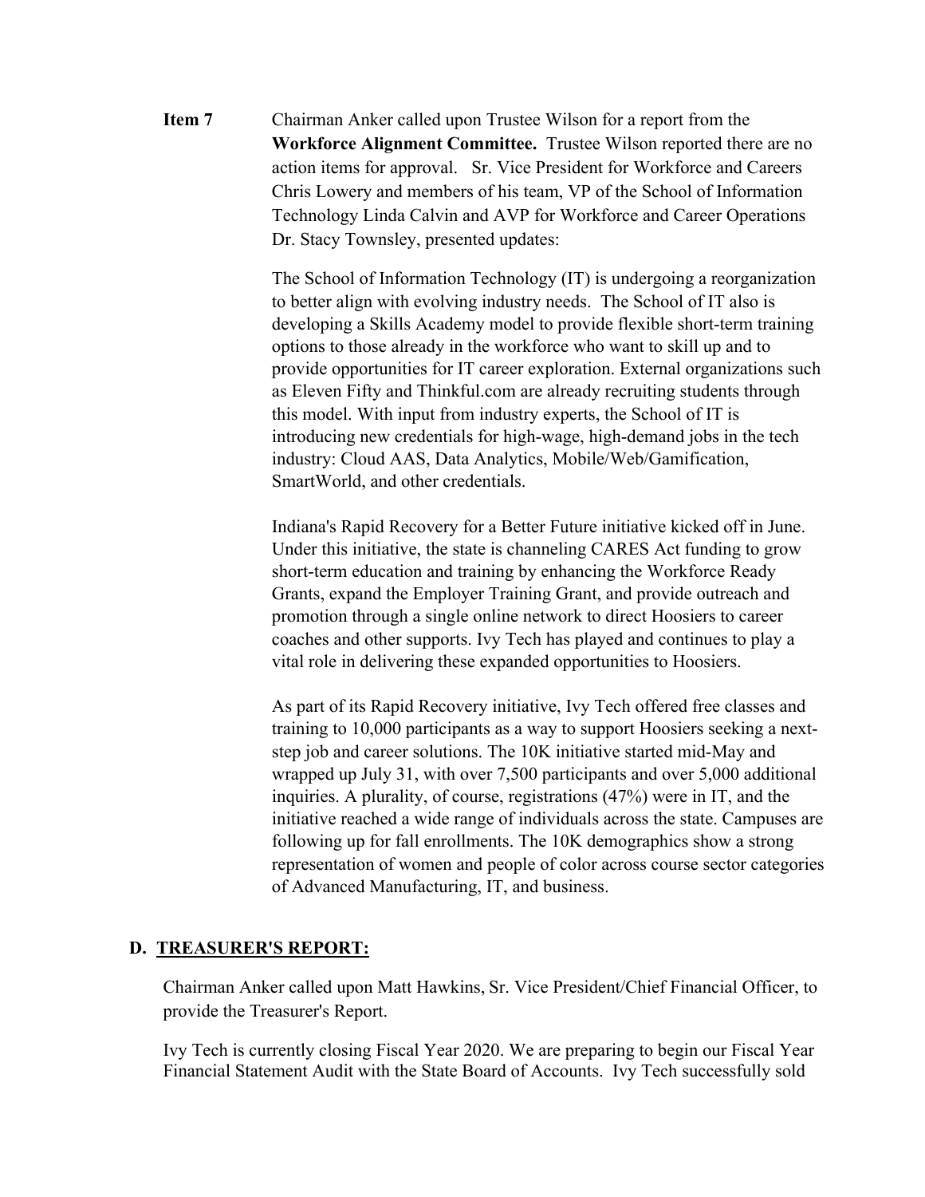**Item 7** Chairman Anker called upon Trustee Wilson for a report from the **Workforce Alignment Committee.** Trustee Wilson reported there are no action items for approval. Sr. Vice President for Workforce and Careers Chris Lowery and members of his team, VP of the School of Information Technology Linda Calvin and AVP for Workforce and Career Operations Dr. Stacy Townsley, presented updates:

The School of Information Technology (IT) is undergoing a reorganization to better align with evolving industry needs. The School of IT also is developing a Skills Academy model to provide flexible short-term training options to those already in the workforce who want to skill up and to provide opportunities for IT career exploration. External organizations such as Eleven Fifty and Thinkful.com are already recruiting students through this model. With input from industry experts, the School of IT is introducing new credentials for high-wage, high-demand jobs in the tech industry: Cloud AAS, Data Analytics, Mobile/Web/Gamification, SmartWorld, and other credentials.

Indiana's Rapid Recovery for a Better Future initiative kicked off in June. Under this initiative, the state is channeling CARES Act funding to grow short-term education and training by enhancing the Workforce Ready Grants, expand the Employer Training Grant, and provide outreach and promotion through a single online network to direct Hoosiers to career coaches and other supports. Ivy Tech has played and continues to play a vital role in delivering these expanded opportunities to Hoosiers.

As part of its Rapid Recovery initiative, Ivy Tech offered free classes and training to 10,000 participants as a way to support Hoosiers seeking a next-step job and career solutions. The 10K initiative started mid-May and wrapped up July 31, with over 7,500 participants and over 5,000 additional inquiries. A plurality, of course, registrations (47%) were in IT, and the initiative reached a wide range of individuals across the state. Campuses are following up for fall enrollments. The 10K demographics show a strong representation of women and people of color across course sector categories of Advanced Manufacturing, IT, and business.

## D. TREASURER'S REPORT:

Chairman Anker called upon Matt Hawkins, Sr. Vice President/Chief Financial Officer, to provide the Treasurer's Report.

Ivy Tech is currently closing Fiscal Year 2020. We are preparing to begin our Fiscal Year Financial Statement Audit with the State Board of Accounts. Ivy Tech successfully sold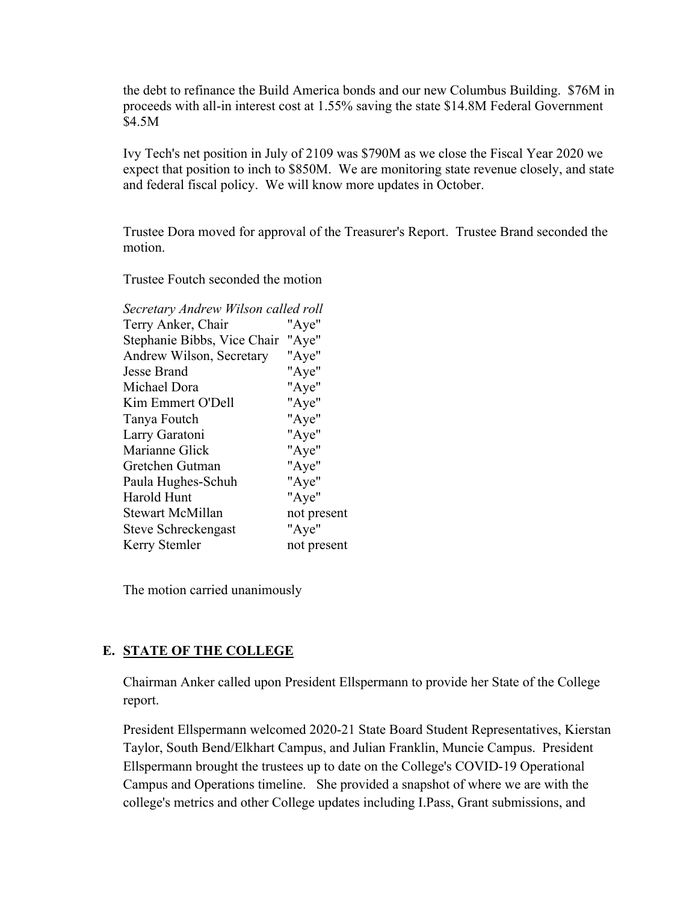the debt to refinance the Build America bonds and our new Columbus Building. $76M in proceeds with all-in interest cost at 1.55% saving the state $14.8M Federal Government $4.5M

Ivy Tech's net position in July of 2109 was $790M as we close the Fiscal Year 2020 we expect that position to inch to $850M. We are monitoring state revenue closely, and state and federal fiscal policy. We will know more updates in October.

Trustee Dora moved for approval of the Treasurer's Report. Trustee Brand seconded the motion.

Trustee Foutch seconded the motion

*Secretary Andrew Wilson called roll*

| | |
|---|---|
| Terry Anker, Chair | "Aye" |
| Stephanie Bibbs, Vice Chair | "Aye" |
| Andrew Wilson, Secretary | "Aye" |
| Jesse Brand | "Aye" |
| Michael Dora | "Aye" |
| Kim Emmert O'Dell | "Aye" |
| Tanya Foutch | "Aye" |
| Larry Garatoni | "Aye" |
| Marianne Glick | "Aye" |
| Gretchen Gutman | "Aye" |
| Paula Hughes-Schuh | "Aye" |
| Harold Hunt | "Aye" |
| Stewart McMillan | not present |
| Steve Schreckengast | "Aye" |
| Kerry Stemler | not present |

The motion carried unanimously

## E. STATE OF THE COLLEGE

Chairman Anker called upon President Ellspermann to provide her State of the College report.

President Ellspermann welcomed 2020-21 State Board Student Representatives, Kierstan Taylor, South Bend/Elkhart Campus, and Julian Franklin, Muncie Campus. President Ellspermann brought the trustees up to date on the College's COVID-19 Operational Campus and Operations timeline. She provided a snapshot of where we are with the college's metrics and other College updates including I.Pass, Grant submissions, and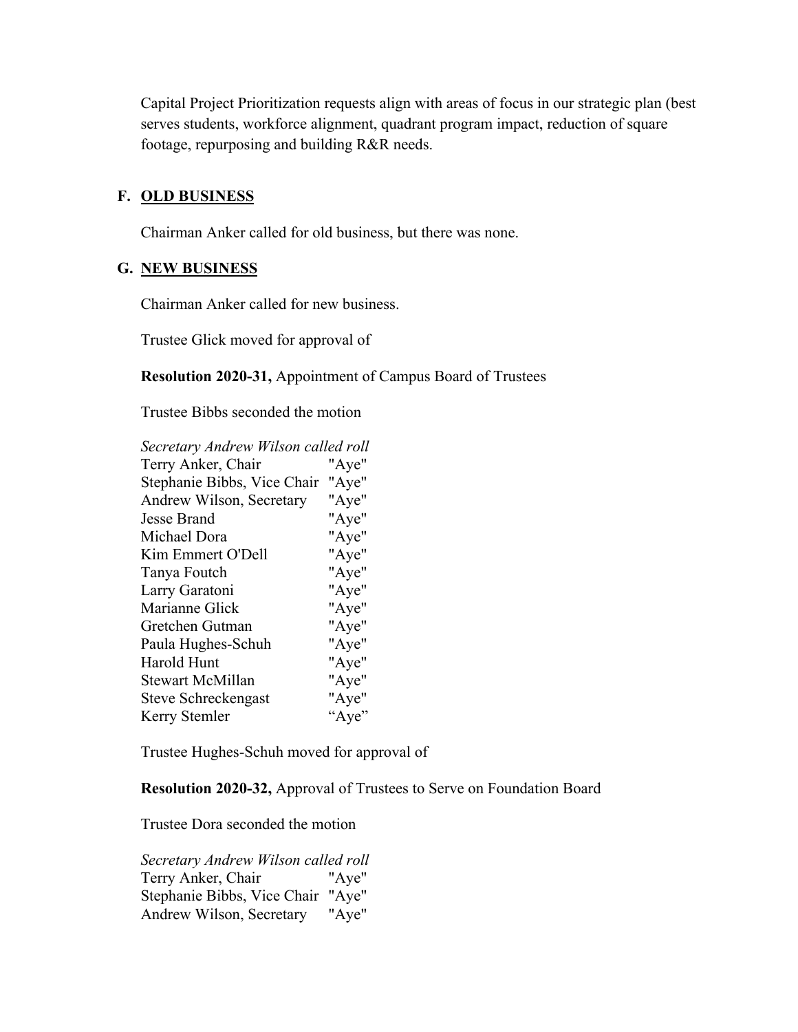Capital Project Prioritization requests align with areas of focus in our strategic plan (best serves students, workforce alignment, quadrant program impact, reduction of square footage, repurposing and building R&R needs.

## F. OLD BUSINESS

Chairman Anker called for old business, but there was none.

## G. NEW BUSINESS

Chairman Anker called for new business.

Trustee Glick moved for approval of

**Resolution 2020-31,** Appointment of Campus Board of Trustees

Trustee Bibbs seconded the motion

*Secretary Andrew Wilson called roll*
Terry Anker, Chair "Aye"
Stephanie Bibbs, Vice Chair "Aye"
Andrew Wilson, Secretary "Aye"
Jesse Brand "Aye"
Michael Dora "Aye"
Kim Emmert O'Dell "Aye"
Tanya Foutch "Aye"
Larry Garatoni "Aye"
Marianne Glick "Aye"
Gretchen Gutman "Aye"
Paula Hughes-Schuh "Aye"
Harold Hunt "Aye"
Stewart McMillan "Aye"
Steve Schreckengast "Aye"
Kerry Stemler "Aye"

Trustee Hughes-Schuh moved for approval of

**Resolution 2020-32,** Approval of Trustees to Serve on Foundation Board

Trustee Dora seconded the motion

*Secretary Andrew Wilson called roll*
Terry Anker, Chair "Aye"
Stephanie Bibbs, Vice Chair "Aye"
Andrew Wilson, Secretary "Aye"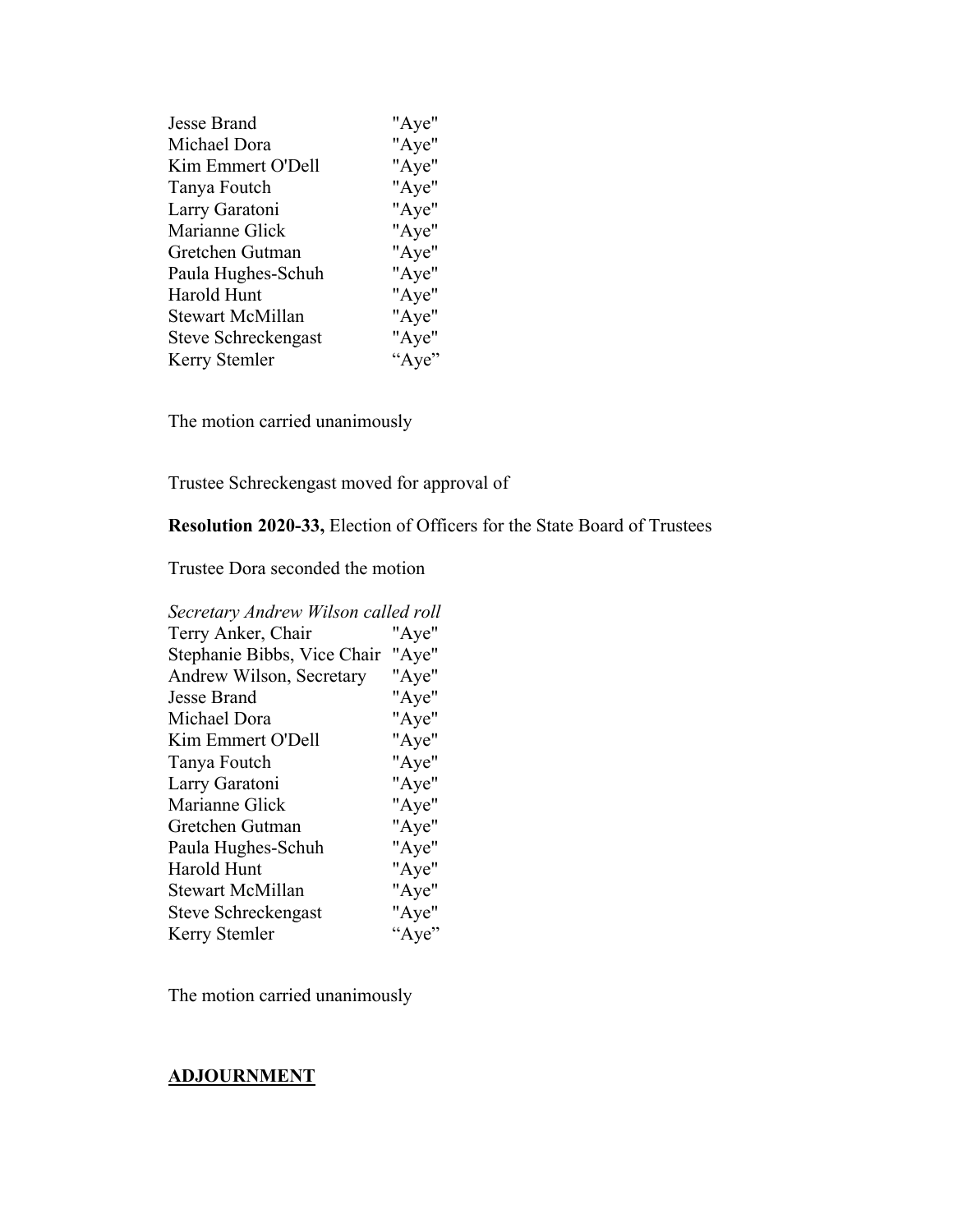| | |
|---|---|
| Jesse Brand | "Aye" |
| Michael Dora | "Aye" |
| Kim Emmert O'Dell | "Aye" |
| Tanya Foutch | "Aye" |
| Larry Garatoni | "Aye" |
| Marianne Glick | "Aye" |
| Gretchen Gutman | "Aye" |
| Paula Hughes-Schuh | "Aye" |
| Harold Hunt | "Aye" |
| Stewart McMillan | "Aye" |
| Steve Schreckengast | "Aye" |
| Kerry Stemler | "Aye" |

The motion carried unanimously

Trustee Schreckengast moved for approval of

**Resolution 2020-33,** Election of Officers for the State Board of Trustees

Trustee Dora seconded the motion

*Secretary Andrew Wilson called roll*

| | |
|---|---|
| Terry Anker, Chair | "Aye" |
| Stephanie Bibbs, Vice Chair | "Aye" |
| Andrew Wilson, Secretary | "Aye" |
| Jesse Brand | "Aye" |
| Michael Dora | "Aye" |
| Kim Emmert O'Dell | "Aye" |
| Tanya Foutch | "Aye" |
| Larry Garatoni | "Aye" |
| Marianne Glick | "Aye" |
| Gretchen Gutman | "Aye" |
| Paula Hughes-Schuh | "Aye" |
| Harold Hunt | "Aye" |
| Stewart McMillan | "Aye" |
| Steve Schreckengast | "Aye" |
| Kerry Stemler | "Aye" |

The motion carried unanimously

**ADJOURNMENT**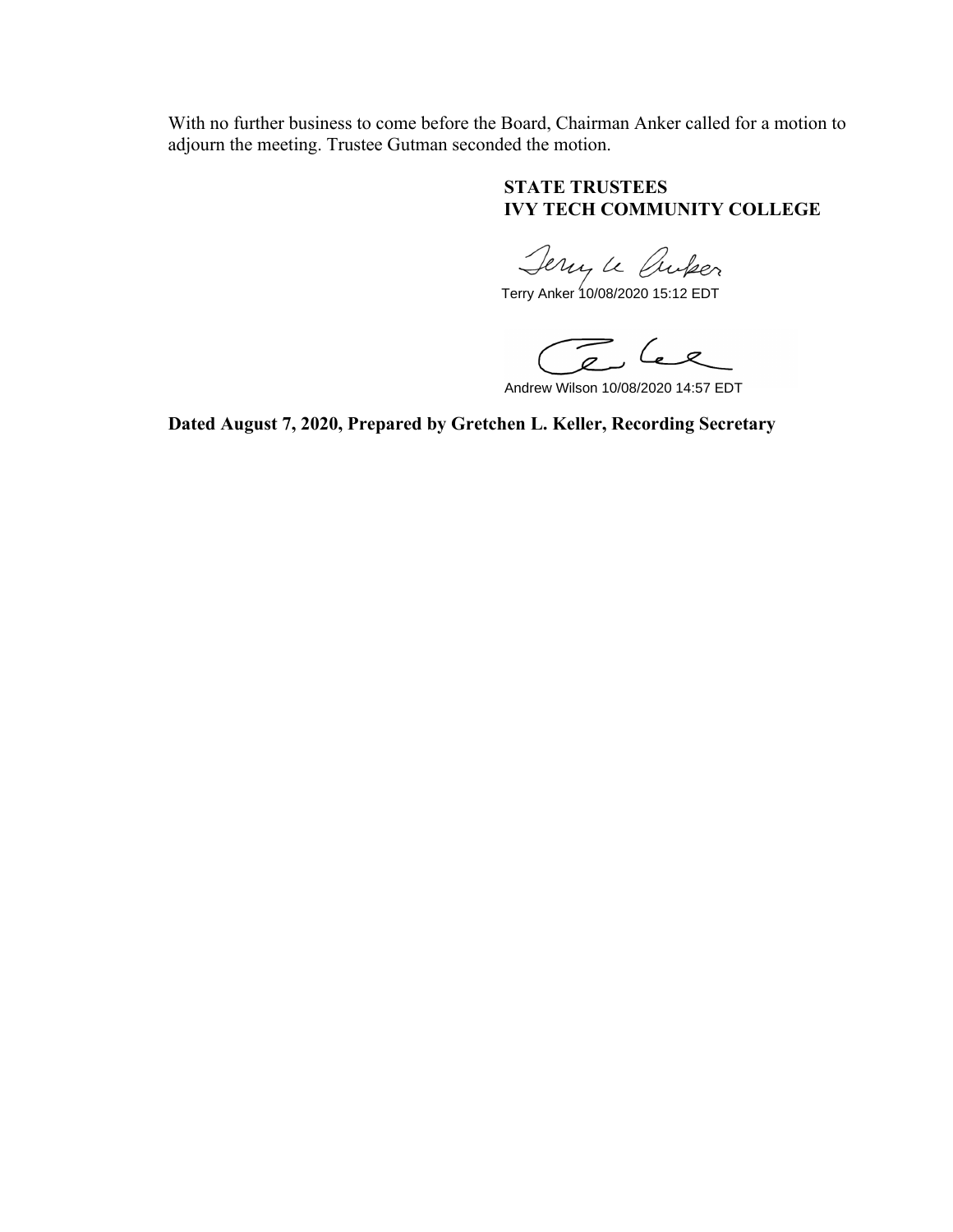With no further business to come before the Board, Chairman Anker called for a motion to adjourn the meeting. Trustee Gutman seconded the motion.

**STATE TRUSTEES**
**IVY TECH COMMUNITY COLLEGE**

Terry Anker 10/08/2020 15:12 EDT

Andrew Wilson 10/08/2020 14:57 EDT

**Dated August 7, 2020, Prepared by Gretchen L. Keller, Recording Secretary**